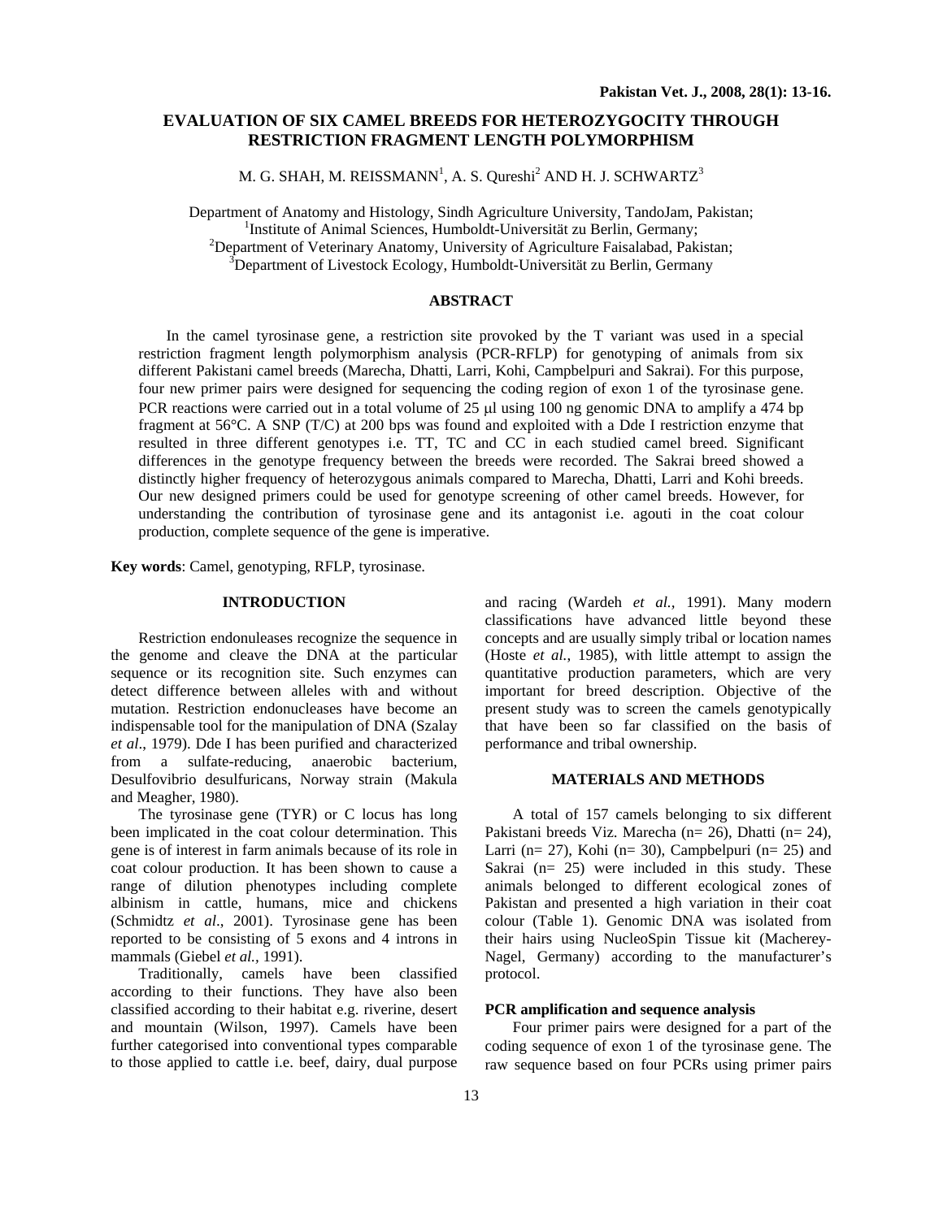# EVALUATION OF SIX CAMEL BREEDS FOR HETEROZYGOCITY THROUGH RESTRICTION FRAGMENT LENGTH POLYMORPHISM

M. G. SHAH, M. REISSMANN[1], A. S. Qureshi[2] AND H. J. SCHWARTZ[3]

Department of Anatomy and Histology, Sindh Agriculture University, TandoJam, Pakistan;
[1]Institute of Animal Sciences, Humboldt-Universität zu Berlin, Germany;
[2]Department of Veterinary Anatomy, University of Agriculture Faisalabad, Pakistan;
[3]Department of Livestock Ecology, Humboldt-Universität zu Berlin, Germany

## ABSTRACT

In the camel tyrosinase gene, a restriction site provoked by the T variant was used in a special restriction fragment length polymorphism analysis (PCR-RFLP) for genotyping of animals from six different Pakistani camel breeds (Marecha, Dhatti, Larri, Kohi, Campbelpuri and Sakrai). For this purpose, four new primer pairs were designed for sequencing the coding region of exon 1 of the tyrosinase gene. PCR reactions were carried out in a total volume of 25 μl using 100 ng genomic DNA to amplify a 474 bp fragment at 56°C. A SNP (T/C) at 200 bps was found and exploited with a Dde I restriction enzyme that resulted in three different genotypes i.e. TT, TC and CC in each studied camel breed. Significant differences in the genotype frequency between the breeds were recorded. The Sakrai breed showed a distinctly higher frequency of heterozygous animals compared to Marecha, Dhatti, Larri and Kohi breeds. Our new designed primers could be used for genotype screening of other camel breeds. However, for understanding the contribution of tyrosinase gene and its antagonist i.e. agouti in the coat colour production, complete sequence of the gene is imperative.

**Key words**: Camel, genotyping, RFLP, tyrosinase.

## INTRODUCTION

Restriction endonuleases recognize the sequence in the genome and cleave the DNA at the particular sequence or its recognition site. Such enzymes can detect difference between alleles with and without mutation. Restriction endonucleases have become an indispensable tool for the manipulation of DNA (Szalay *et al*., 1979). Dde I has been purified and characterized from a sulfate-reducing, anaerobic bacterium, Desulfovibrio desulfuricans, Norway strain (Makula and Meagher, 1980).

The tyrosinase gene (TYR) or C locus has long been implicated in the coat colour determination. This gene is of interest in farm animals because of its role in coat colour production. It has been shown to cause a range of dilution phenotypes including complete albinism in cattle, humans, mice and chickens (Schmidtz *et al*., 2001). Tyrosinase gene has been reported to be consisting of 5 exons and 4 introns in mammals (Giebel *et al.,* 1991).

Traditionally, camels have been classified according to their functions. They have also been classified according to their habitat e.g. riverine, desert and mountain (Wilson, 1997). Camels have been further categorised into conventional types comparable to those applied to cattle i.e. beef, dairy, dual purpose and racing (Wardeh *et al.,* 1991). Many modern classifications have advanced little beyond these concepts and are usually simply tribal or location names (Hoste *et al.,* 1985), with little attempt to assign the quantitative production parameters, which are very important for breed description. Objective of the present study was to screen the camels genotypically that have been so far classified on the basis of performance and tribal ownership.

## MATERIALS AND METHODS

A total of 157 camels belonging to six different Pakistani breeds Viz. Marecha (n= 26), Dhatti (n= 24), Larri (n= 27), Kohi (n= 30), Campbelpuri (n= 25) and Sakrai (n= 25) were included in this study. These animals belonged to different ecological zones of Pakistan and presented a high variation in their coat colour (Table 1). Genomic DNA was isolated from their hairs using NucleoSpin Tissue kit (Macherey-Nagel, Germany) according to the manufacturer's protocol.

### PCR amplification and sequence analysis

Four primer pairs were designed for a part of the coding sequence of exon 1 of the tyrosinase gene. The raw sequence based on four PCRs using primer pairs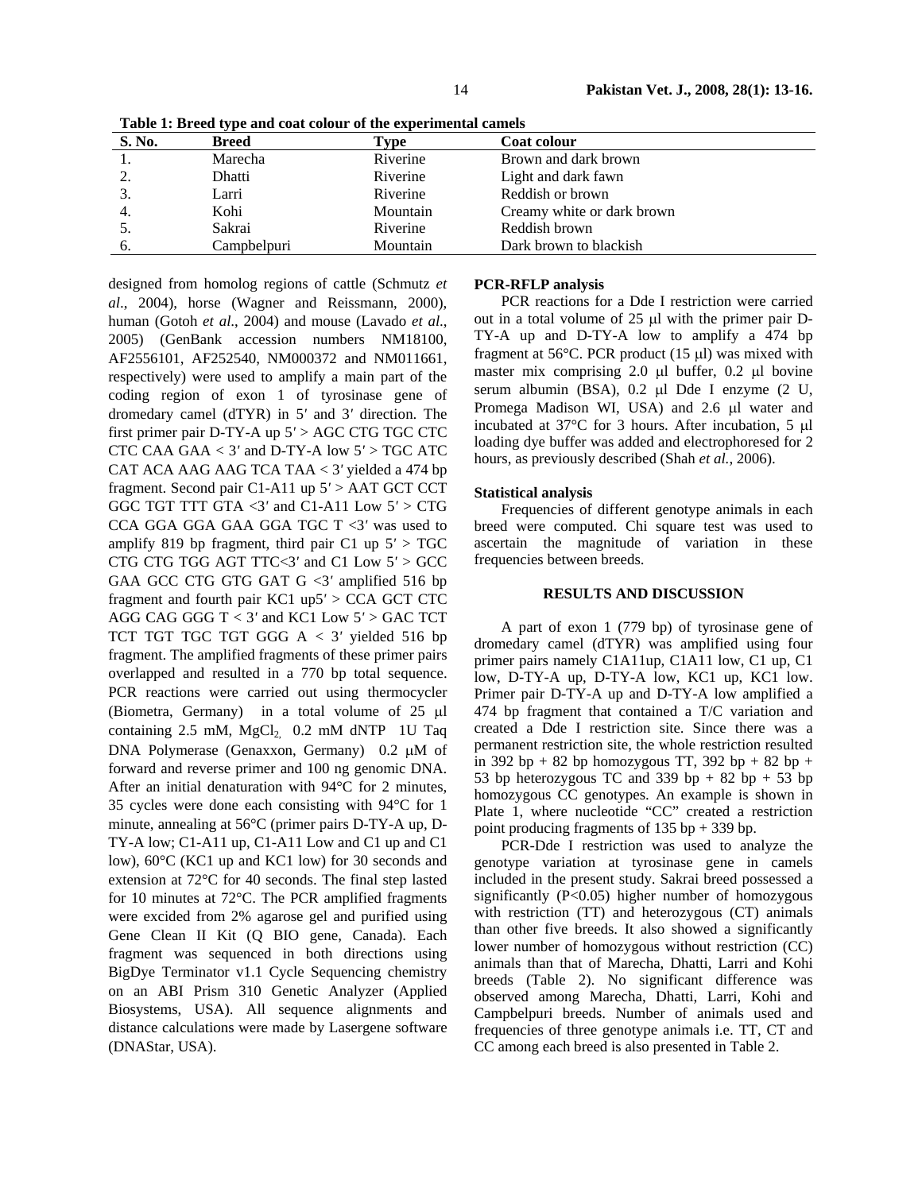**Table 1: Breed type and coat colour of the experimental camels**

| S. No. | Breed | Type | Coat colour |
|---|---|---|---|
| 1. | Marecha | Riverine | Brown and dark brown |
| 2. | Dhatti | Riverine | Light and dark fawn |
| 3. | Larri | Riverine | Reddish or brown |
| 4. | Kohi | Mountain | Creamy white or dark brown |
| 5. | Sakrai | Riverine | Reddish brown |
| 6. | Campbelpuri | Mountain | Dark brown to blackish |

designed from homolog regions of cattle (Schmutz *et al*., 2004), horse (Wagner and Reissmann, 2000), human (Gotoh *et al*., 2004) and mouse (Lavado *et al*., 2005) (GenBank accession numbers NM18100, AF2556101, AF252540, NM000372 and NM011661, respectively) were used to amplify a main part of the coding region of exon 1 of tyrosinase gene of dromedary camel (dTYR) in 5′ and 3′ direction. The first primer pair D-TY-A up 5′ > AGC CTG TGC CTC CTC CAA GAA < 3′ and D-TY-A low 5′ > TGC ATC CAT ACA AAG AAG TCA TAA < 3′ yielded a 474 bp fragment. Second pair C1-A11 up 5′ > AAT GCT CCT GGC TGT TTT GTA <3′ and C1-A11 Low 5′ > CTG CCA GGA GGA GAA GGA TGC T <3′ was used to amplify 819 bp fragment, third pair C1 up 5′ > TGC CTG CTG TGG AGT TTC<3′ and C1 Low 5′ > GCC GAA GCC CTG GTG GAT G <3′ amplified 516 bp fragment and fourth pair KC1 up5′ > CCA GCT CTC AGG CAG GGG T < 3′ and KC1 Low 5′ > GAC TCT TCT TGT TGC TGT GGG A < 3′ yielded 516 bp fragment. The amplified fragments of these primer pairs overlapped and resulted in a 770 bp total sequence. PCR reactions were carried out using thermocycler (Biometra, Germany) in a total volume of 25 μl containing 2.5 mM, $MgCl_2$, 0.2 mM dNTP 1U Taq DNA Polymerase (Genaxxon, Germany) 0.2 μM of forward and reverse primer and 100 ng genomic DNA. After an initial denaturation with 94°C for 2 minutes, 35 cycles were done each consisting with 94°C for 1 minute, annealing at 56°C (primer pairs D-TY-A up, D-TY-A low; C1-A11 up, C1-A11 Low and C1 up and C1 low), 60°C (KC1 up and KC1 low) for 30 seconds and extension at 72°C for 40 seconds. The final step lasted for 10 minutes at 72°C. The PCR amplified fragments were excided from 2% agarose gel and purified using Gene Clean II Kit (Q BIO gene, Canada). Each fragment was sequenced in both directions using BigDye Terminator v1.1 Cycle Sequencing chemistry on an ABI Prism 310 Genetic Analyzer (Applied Biosystems, USA). All sequence alignments and distance calculations were made by Lasergene software (DNAStar, USA).

### PCR-RFLP analysis

PCR reactions for a Dde I restriction were carried out in a total volume of 25 μl with the primer pair D-TY-A up and D-TY-A low to amplify a 474 bp fragment at 56°C. PCR product (15 μl) was mixed with master mix comprising 2.0 μl buffer, 0.2 μl bovine serum albumin (BSA), 0.2 μl Dde I enzyme (2 U, Promega Madison WI, USA) and 2.6 μl water and incubated at 37°C for 3 hours. After incubation, 5 μl loading dye buffer was added and electrophoresed for 2 hours, as previously described (Shah *et al.*, 2006).

### Statistical analysis

Frequencies of different genotype animals in each breed were computed. Chi square test was used to ascertain the magnitude of variation in these frequencies between breeds.

## RESULTS AND DISCUSSION

A part of exon 1 (779 bp) of tyrosinase gene of dromedary camel (dTYR) was amplified using four primer pairs namely C1A11up, C1A11 low, C1 up, C1 low, D-TY-A up, D-TY-A low, KC1 up, KC1 low. Primer pair D-TY-A up and D-TY-A low amplified a 474 bp fragment that contained a T/C variation and created a Dde I restriction site. Since there was a permanent restriction site, the whole restriction resulted in 392 bp + 82 bp homozygous TT, 392 bp + 82 bp + 53 bp heterozygous TC and 339 bp + 82 bp + 53 bp homozygous CC genotypes. An example is shown in Plate 1, where nucleotide "CC" created a restriction point producing fragments of 135 bp + 339 bp.

PCR-Dde I restriction was used to analyze the genotype variation at tyrosinase gene in camels included in the present study. Sakrai breed possessed a significantly ($P<0.05$) higher number of homozygous with restriction (TT) and heterozygous (CT) animals than other five breeds. It also showed a significantly lower number of homozygous without restriction (CC) animals than that of Marecha, Dhatti, Larri and Kohi breeds (Table 2). No significant difference was observed among Marecha, Dhatti, Larri, Kohi and Campbelpuri breeds. Number of animals used and frequencies of three genotype animals i.e. TT, CT and CC among each breed is also presented in Table 2.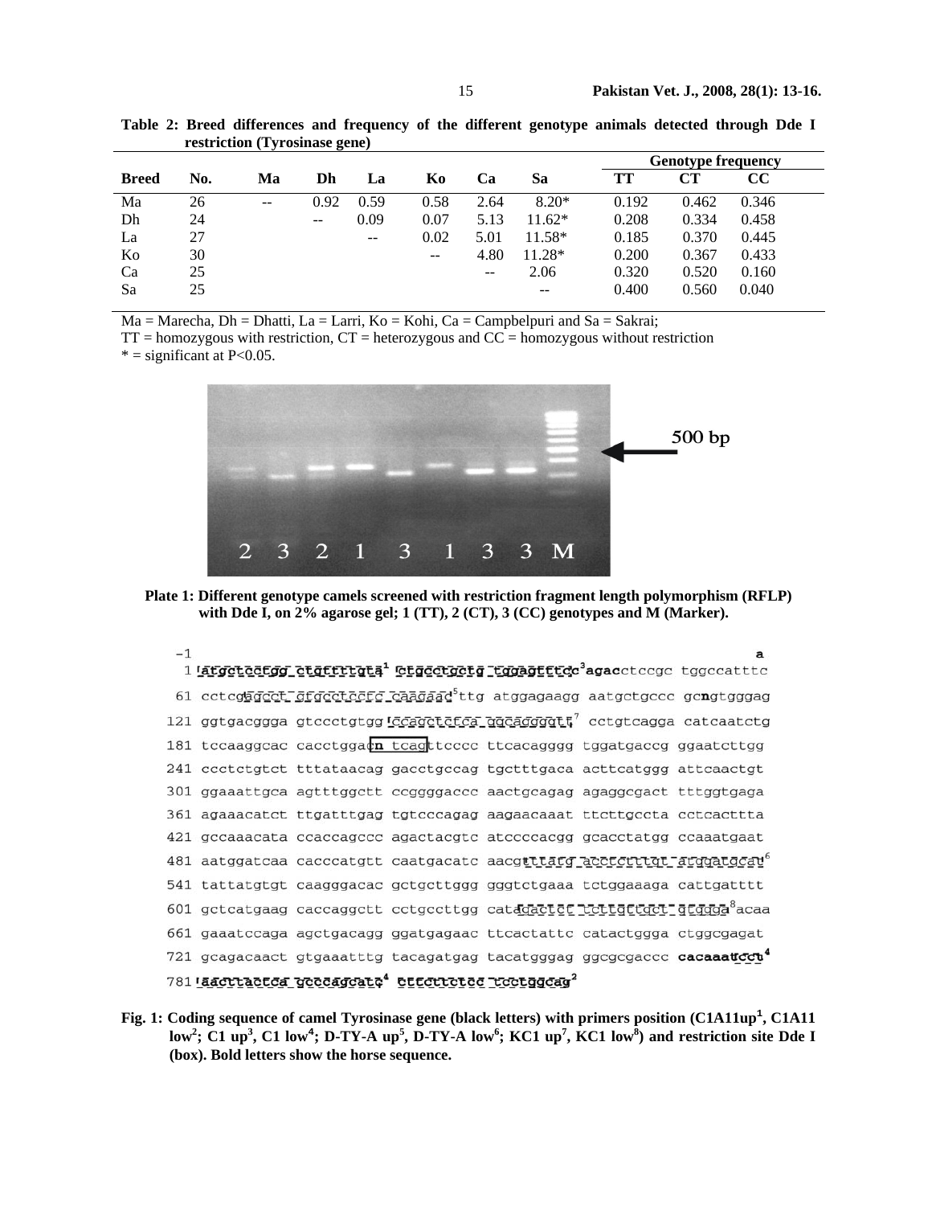**Table 2: Breed differences and frequency of the different genotype animals detected through Dde I restriction (Tyrosinase gene)**

| Breed | No. | Ma | Dh | La | Ko | Ca | Sa | Genotype frequency | | |
|---|---|---|---|---|---|---|---|---|---|---|
| | | | | | | | | TT | CT | CC |
| Ma | 26 | -- | 0.92 | 0.59 | 0.58 | 2.64 | 8.20* | 0.192 | 0.462 | 0.346 |
| Dh | 24 | | -- | 0.09 | 0.07 | 5.13 | 11.62* | 0.208 | 0.334 | 0.458 |
| La | 27 | | | -- | 0.02 | 5.01 | 11.58* | 0.185 | 0.370 | 0.445 |
| Ko | 30 | | | | -- | 4.80 | 11.28* | 0.200 | 0.367 | 0.433 |
| Ca | 25 | | | | | -- | 2.06 | 0.320 | 0.520 | 0.160 |
| Sa | 25 | | | | | | -- | 0.400 | 0.560 | 0.040 |

Ma = Marecha, Dh = Dhatti, La = Larri, Ko = Kohi, Ca = Campbelpuri and Sa = Sakrai;
TT = homozygous with restriction, CT = heterozygous and CC = homozygous without restriction
* = significant at P<0.05.

**Plate 1: Different genotype camels screened with restriction fragment length polymorphism (RFLP) with Dde I, on 2% agarose gel; 1 (TT), 2 (CT), 3 (CC) genotypes and M (Marker).**

```
 -1                                                                    a
  1 atgctcctgg ctgttttgta¹ ctgcctgctg tggagtttcc³ agacctccgc tggccatttc
 61 cctcgggcct gtgcctcctc caagaaac⁵ttg atggagaagg aatgctgccc gcngtgggag
121 ggtgacggga gtccctgtgg ccagctctca ggcaggggtt⁷ cctgtcagga catcaatctg
181 tccaaggcac cacctggacn tcagttcccc ttcacagggg tggatgaccg ggaatcttgg
241 ccctctgtct tttataacag gacctgccag tgctttgaca acttcatggg attcaactgt
301 ggaaattgca agtttggctt ccggggaccc aactgcagag agaggcgact tttggtgaga
361 agaaacatct ttgatttgag tgtcccagag aagaacaaat ttcttgccta cctcacttta
421 gccaaacata ccaccagccc agactacgtc atccccacgg gcacctatgg ccaaatgaat
481 aatggatcaa cacccatgtt caatgacatc aacgtttatg acctctttgt atggatgcat⁶
541 tattatgtgt caagggacac gctgcttggg ggtctgaaa tctggaaaga cattgatttt
601 gctcatgaag caccaggctt cctgccttgg catcactctt tcttgctgct gtggga⁸acaa
661 gaaatccaga agctgacagg ggatgagaac ttcactattc catactggga ctggcgagat
721 gcagacaact gtgaaatttg tacagatgag tacatgggag ggcgcgaccc cacaaatcct⁴
781 aacttactca gcccagcatc⁴ ctcctctcc tcctggcag²
```

**Fig. 1: Coding sequence of camel Tyrosinase gene (black letters) with primers position (C1A11up[1], C1A11 low[2]; C1 up[3], C1 low[4]; D-TY-A up[5], D-TY-A low[6]; KC1 up[7], KC1 low[8]) and restriction site Dde I (box). Bold letters show the horse sequence.**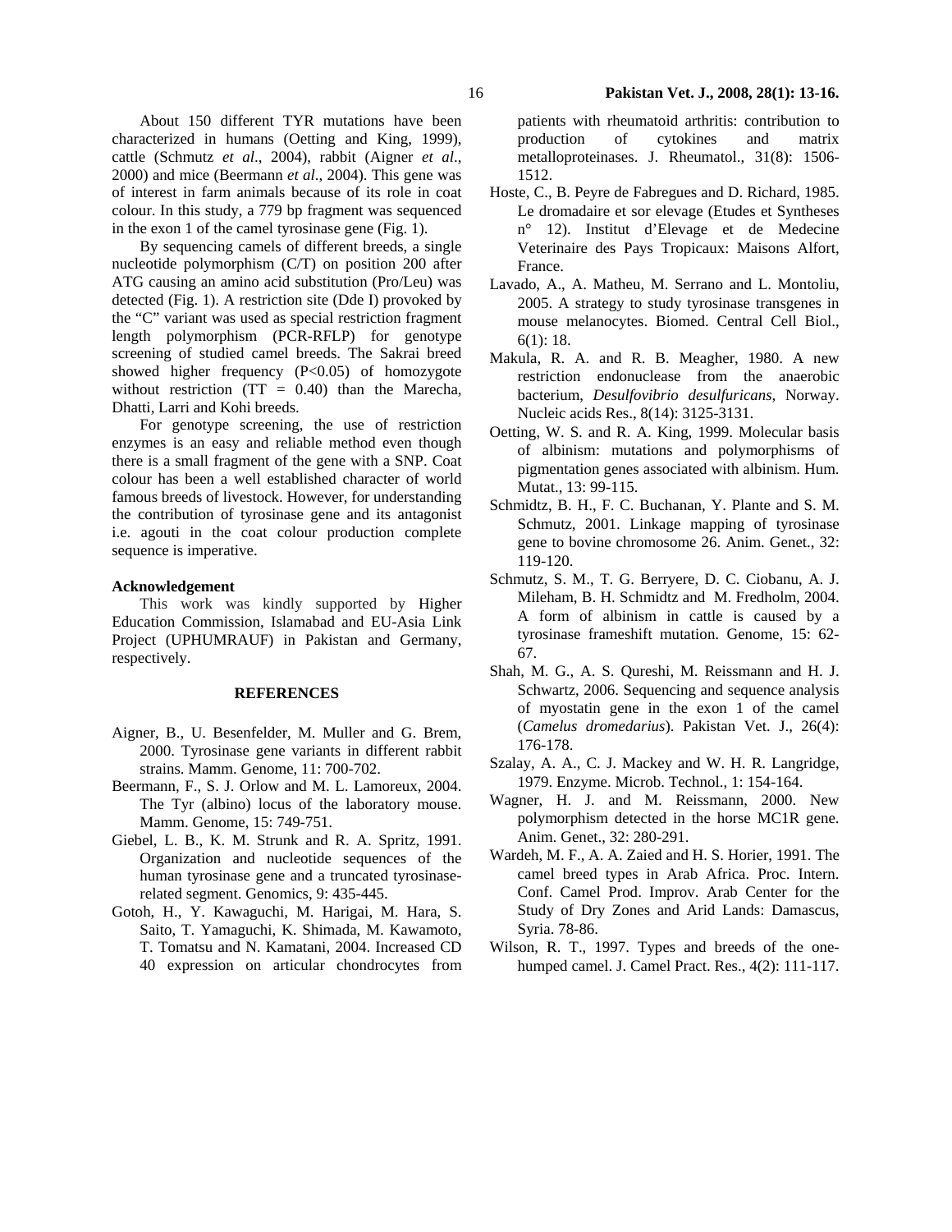About 150 different TYR mutations have been characterized in humans (Oetting and King, 1999), cattle (Schmutz *et al*., 2004), rabbit (Aigner *et al*., 2000) and mice (Beermann *et al*., 2004). This gene was of interest in farm animals because of its role in coat colour. In this study, a 779 bp fragment was sequenced in the exon 1 of the camel tyrosinase gene (Fig. 1).

By sequencing camels of different breeds, a single nucleotide polymorphism (C/T) on position 200 after ATG causing an amino acid substitution (Pro/Leu) was detected (Fig. 1). A restriction site (Dde I) provoked by the "C" variant was used as special restriction fragment length polymorphism (PCR-RFLP) for genotype screening of studied camel breeds. The Sakrai breed showed higher frequency ($P<0.05$) of homozygote without restriction (TT = 0.40) than the Marecha, Dhatti, Larri and Kohi breeds.

For genotype screening, the use of restriction enzymes is an easy and reliable method even though there is a small fragment of the gene with a SNP. Coat colour has been a well established character of world famous breeds of livestock. However, for understanding the contribution of tyrosinase gene and its antagonist i.e. agouti in the coat colour production complete sequence is imperative.

**Acknowledgement**

This work was kindly supported by Higher Education Commission, Islamabad and EU-Asia Link Project (UPHUMRAUF) in Pakistan and Germany, respectively.

## REFERENCES

Aigner, B., U. Besenfelder, M. Muller and G. Brem, 2000. Tyrosinase gene variants in different rabbit strains. Mamm. Genome, 11: 700-702.

Beermann, F., S. J. Orlow and M. L. Lamoreux, 2004. The Tyr (albino) locus of the laboratory mouse. Mamm. Genome, 15: 749-751.

Giebel, L. B., K. M. Strunk and R. A. Spritz, 1991. Organization and nucleotide sequences of the human tyrosinase gene and a truncated tyrosinase-related segment. Genomics, 9: 435-445.

Gotoh, H., Y. Kawaguchi, M. Harigai, M. Hara, S. Saito, T. Yamaguchi, K. Shimada, M. Kawamoto, T. Tomatsu and N. Kamatani, 2004. Increased CD 40 expression on articular chondrocytes from patients with rheumatoid arthritis: contribution to production of cytokines and matrix metalloproteinases. J. Rheumatol., 31(8): 1506-1512.

Hoste, C., B. Peyre de Fabregues and D. Richard, 1985. Le dromadaire et sor elevage (Etudes et Syntheses n° 12). Institut d'Elevage et de Medecine Veterinaire des Pays Tropicaux: Maisons Alfort, France.

Lavado, A., A. Matheu, M. Serrano and L. Montoliu, 2005. A strategy to study tyrosinase transgenes in mouse melanocytes. Biomed. Central Cell Biol., 6(1): 18.

Makula, R. A. and R. B. Meagher, 1980. A new restriction endonuclease from the anaerobic bacterium, *Desulfovibrio desulfuricans*, Norway. Nucleic acids Res., 8(14): 3125-3131.

Oetting, W. S. and R. A. King, 1999. Molecular basis of albinism: mutations and polymorphisms of pigmentation genes associated with albinism. Hum. Mutat., 13: 99-115.

Schmidtz, B. H., F. C. Buchanan, Y. Plante and S. M. Schmutz, 2001. Linkage mapping of tyrosinase gene to bovine chromosome 26. Anim. Genet., 32: 119-120.

Schmutz, S. M., T. G. Berryere, D. C. Ciobanu, A. J. Mileham, B. H. Schmidtz and M. Fredholm, 2004. A form of albinism in cattle is caused by a tyrosinase frameshift mutation. Genome, 15: 62-67.

Shah, M. G., A. S. Qureshi, M. Reissmann and H. J. Schwartz, 2006. Sequencing and sequence analysis of myostatin gene in the exon 1 of the camel (*Camelus dromedarius*). Pakistan Vet. J., 26(4): 176-178.

Szalay, A. A., C. J. Mackey and W. H. R. Langridge, 1979. Enzyme. Microb. Technol., 1: 154-164.

Wagner, H. J. and M. Reissmann, 2000. New polymorphism detected in the horse MC1R gene. Anim. Genet., 32: 280-291.

Wardeh, M. F., A. A. Zaied and H. S. Horier, 1991. The camel breed types in Arab Africa. Proc. Intern. Conf. Camel Prod. Improv. Arab Center for the Study of Dry Zones and Arid Lands: Damascus, Syria. 78-86.

Wilson, R. T., 1997. Types and breeds of the one-humped camel. J. Camel Pract. Res., 4(2): 111-117.